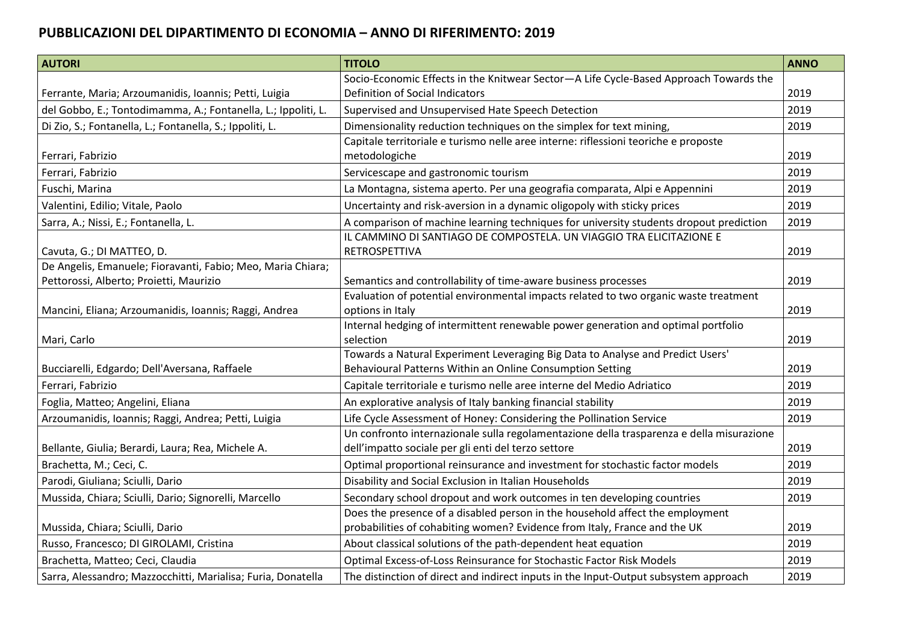# PUBBLICAZIONI DEL DIPARTIMENTO DI ECONOMIA – ANNO DI RIFERIMENTO: 2019

| AUTORI | TITOLO | ANNO |
|---|---|---|
| Ferrante, Maria; Arzoumanidis, Ioannis; Petti, Luigia | Socio-Economic Effects in the Knitwear Sector—A Life Cycle-Based Approach Towards the Definition of Social Indicators | 2019 |
| del Gobbo, E.; Tontodimamma, A.; Fontanella, L.; Ippoliti, L. | Supervised and Unsupervised Hate Speech Detection | 2019 |
| Di Zio, S.; Fontanella, L.; Fontanella, S.; Ippoliti, L. | Dimensionality reduction techniques on the simplex for text mining, | 2019 |
| Ferrari, Fabrizio | Capitale territoriale e turismo nelle aree interne: riflessioni teoriche e proposte metodologiche | 2019 |
| Ferrari, Fabrizio | Servicescape and gastronomic tourism | 2019 |
| Fuschi, Marina | La Montagna, sistema aperto. Per una geografia comparata, Alpi e Appennini | 2019 |
| Valentini, Edilio; Vitale, Paolo | Uncertainty and risk-aversion in a dynamic oligopoly with sticky prices | 2019 |
| Sarra, A.; Nissi, E.; Fontanella, L. | A comparison of machine learning techniques for university students dropout prediction | 2019 |
| Cavuta, G.; DI MATTEO, D. | IL CAMMINO DI SANTIAGO DE COMPOSTELA. UN VIAGGIO TRA ELICITAZIONE E RETROSPETTIVA | 2019 |
| De Angelis, Emanuele; Fioravanti, Fabio; Meo, Maria Chiara; Pettorossi, Alberto; Proietti, Maurizio | Semantics and controllability of time-aware business processes | 2019 |
| Mancini, Eliana; Arzoumanidis, Ioannis; Raggi, Andrea | Evaluation of potential environmental impacts related to two organic waste treatment options in Italy | 2019 |
| Mari, Carlo | Internal hedging of intermittent renewable power generation and optimal portfolio selection | 2019 |
| Bucciarelli, Edgardo; Dell'Aversana, Raffaele | Towards a Natural Experiment Leveraging Big Data to Analyse and Predict Users' Behavioural Patterns Within an Online Consumption Setting | 2019 |
| Ferrari, Fabrizio | Capitale territoriale e turismo nelle aree interne del Medio Adriatico | 2019 |
| Foglia, Matteo; Angelini, Eliana | An explorative analysis of Italy banking financial stability | 2019 |
| Arzoumanidis, Ioannis; Raggi, Andrea; Petti, Luigia | Life Cycle Assessment of Honey: Considering the Pollination Service | 2019 |
| Bellante, Giulia; Berardi, Laura; Rea, Michele A. | Un confronto internazionale sulla regolamentazione della trasparenza e della misurazione dell'impatto sociale per gli enti del terzo settore | 2019 |
| Brachetta, M.; Ceci, C. | Optimal proportional reinsurance and investment for stochastic factor models | 2019 |
| Parodi, Giuliana; Sciulli, Dario | Disability and Social Exclusion in Italian Households | 2019 |
| Mussida, Chiara; Sciulli, Dario; Signorelli, Marcello | Secondary school dropout and work outcomes in ten developing countries | 2019 |
| Mussida, Chiara; Sciulli, Dario | Does the presence of a disabled person in the household affect the employment probabilities of cohabiting women? Evidence from Italy, France and the UK | 2019 |
| Russo, Francesco; DI GIROLAMI, Cristina | About classical solutions of the path-dependent heat equation | 2019 |
| Brachetta, Matteo; Ceci, Claudia | Optimal Excess-of-Loss Reinsurance for Stochastic Factor Risk Models | 2019 |
| Sarra, Alessandro; Mazzocchitti, Marialisa; Furia, Donatella | The distinction of direct and indirect inputs in the Input-Output subsystem approach | 2019 |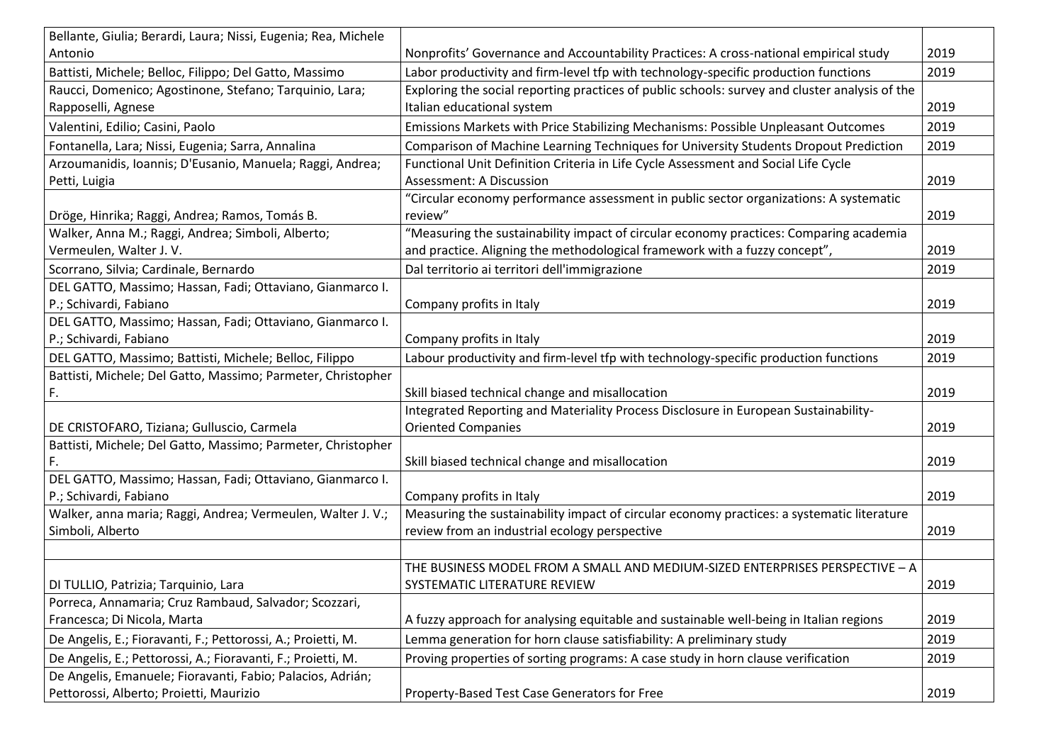| Bellante, Giulia; Berardi, Laura; Nissi, Eugenia; Rea, Michele Antonio | Nonprofits' Governance and Accountability Practices: A cross-national empirical study | 2019 |
|---|---|---|
| Battisti, Michele; Belloc, Filippo; Del Gatto, Massimo | Labor productivity and firm-level tfp with technology-specific production functions | 2019 |
| Raucci, Domenico; Agostinone, Stefano; Tarquinio, Lara; Rapposelli, Agnese | Exploring the social reporting practices of public schools: survey and cluster analysis of the Italian educational system | 2019 |
| Valentini, Edilio; Casini, Paolo | Emissions Markets with Price Stabilizing Mechanisms: Possible Unpleasant Outcomes | 2019 |
| Fontanella, Lara; Nissi, Eugenia; Sarra, Annalina | Comparison of Machine Learning Techniques for University Students Dropout Prediction | 2019 |
| Arzoumanidis, Ioannis; D'Eusanio, Manuela; Raggi, Andrea; Petti, Luigia | Functional Unit Definition Criteria in Life Cycle Assessment and Social Life Cycle Assessment: A Discussion | 2019 |
| Dröge, Hinrika; Raggi, Andrea; Ramos, Tomás B. | "Circular economy performance assessment in public sector organizations: A systematic review" | 2019 |
| Walker, Anna M.; Raggi, Andrea; Simboli, Alberto; Vermeulen, Walter J. V. | "Measuring the sustainability impact of circular economy practices: Comparing academia and practice. Aligning the methodological framework with a fuzzy concept", | 2019 |
| Scorrano, Silvia; Cardinale, Bernardo | Dal territorio ai territori dell'immigrazione | 2019 |
| DEL GATTO, Massimo; Hassan, Fadi; Ottaviano, Gianmarco I. P.; Schivardi, Fabiano | Company profits in Italy | 2019 |
| DEL GATTO, Massimo; Hassan, Fadi; Ottaviano, Gianmarco I. P.; Schivardi, Fabiano | Company profits in Italy | 2019 |
| DEL GATTO, Massimo; Battisti, Michele; Belloc, Filippo | Labour productivity and firm-level tfp with technology-specific production functions | 2019 |
| Battisti, Michele; Del Gatto, Massimo; Parmeter, Christopher F. | Skill biased technical change and misallocation | 2019 |
| DE CRISTOFARO, Tiziana; Gulluscio, Carmela | Integrated Reporting and Materiality Process Disclosure in European Sustainability-Oriented Companies | 2019 |
| Battisti, Michele; Del Gatto, Massimo; Parmeter, Christopher F. | Skill biased technical change and misallocation | 2019 |
| DEL GATTO, Massimo; Hassan, Fadi; Ottaviano, Gianmarco I. P.; Schivardi, Fabiano | Company profits in Italy | 2019 |
| Walker, anna maria; Raggi, Andrea; Vermeulen, Walter J. V.; Simboli, Alberto | Measuring the sustainability impact of circular economy practices: a systematic literature review from an industrial ecology perspective | 2019 |
| | | |
| DI TULLIO, Patrizia; Tarquinio, Lara | THE BUSINESS MODEL FROM A SMALL AND MEDIUM-SIZED ENTERPRISES PERSPECTIVE – A SYSTEMATIC LITERATURE REVIEW | 2019 |
| Porreca, Annamaria; Cruz Rambaud, Salvador; Scozzari, Francesca; Di Nicola, Marta | A fuzzy approach for analysing equitable and sustainable well-being in Italian regions | 2019 |
| De Angelis, E.; Fioravanti, F.; Pettorossi, A.; Proietti, M. | Lemma generation for horn clause satisfiability: A preliminary study | 2019 |
| De Angelis, E.; Pettorossi, A.; Fioravanti, F.; Proietti, M. | Proving properties of sorting programs: A case study in horn clause verification | 2019 |
| De Angelis, Emanuele; Fioravanti, Fabio; Palacios, Adrián; Pettorossi, Alberto; Proietti, Maurizio | Property-Based Test Case Generators for Free | 2019 |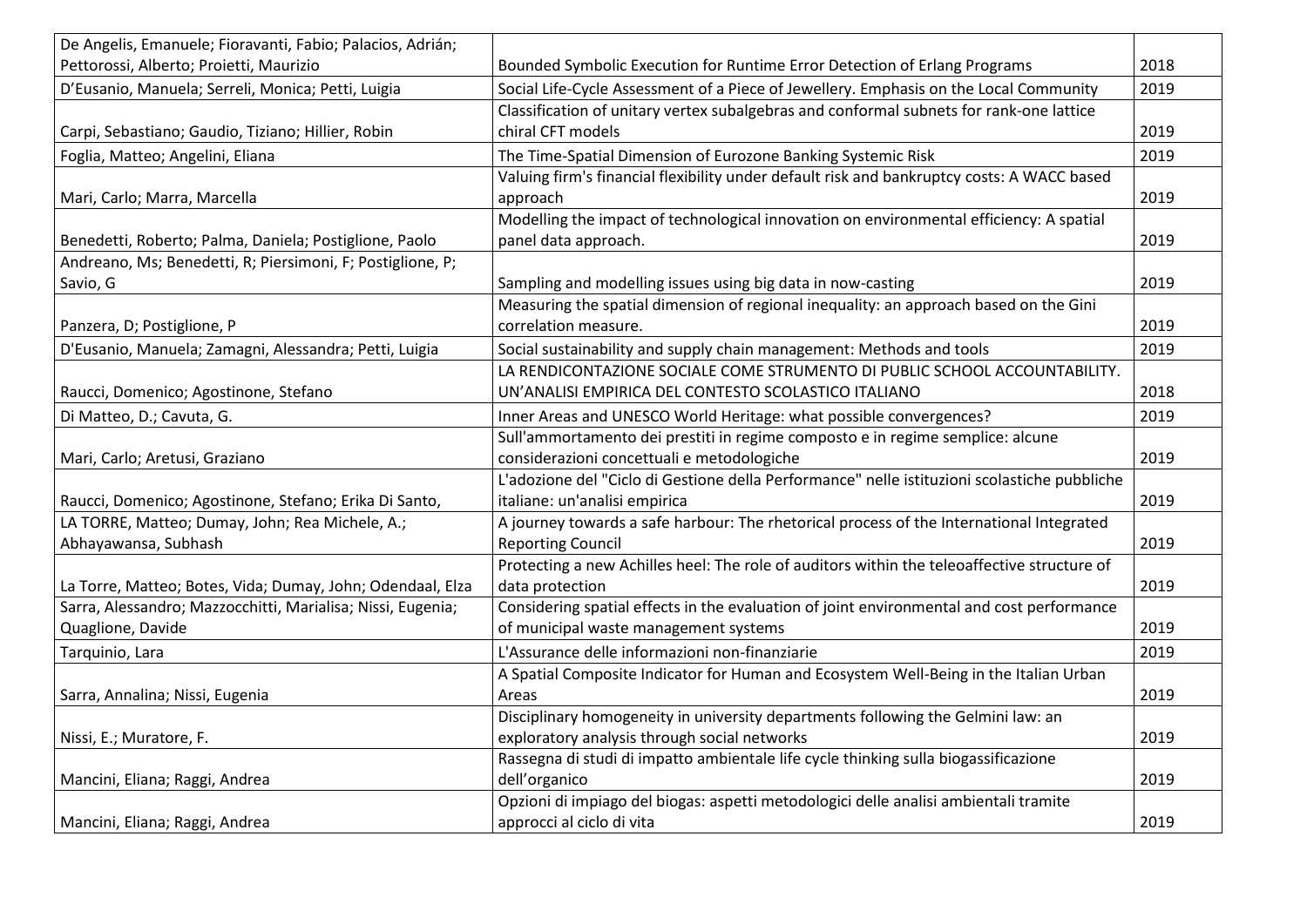| | | |
|---|---|---|
| De Angelis, Emanuele; Fioravanti, Fabio; Palacios, Adrián; Pettorossi, Alberto; Proietti, Maurizio | Bounded Symbolic Execution for Runtime Error Detection of Erlang Programs | 2018 |
| D'Eusanio, Manuela; Serreli, Monica; Petti, Luigia | Social Life-Cycle Assessment of a Piece of Jewellery. Emphasis on the Local Community | 2019 |
| Carpi, Sebastiano; Gaudio, Tiziano; Hillier, Robin | Classification of unitary vertex subalgebras and conformal subnets for rank-one lattice chiral CFT models | 2019 |
| Foglia, Matteo; Angelini, Eliana | The Time-Spatial Dimension of Eurozone Banking Systemic Risk | 2019 |
| Mari, Carlo; Marra, Marcella | Valuing firm's financial flexibility under default risk and bankruptcy costs: A WACC based approach | 2019 |
| Benedetti, Roberto; Palma, Daniela; Postiglione, Paolo | Modelling the impact of technological innovation on environmental efficiency: A spatial panel data approach. | 2019 |
| Andreano, Ms; Benedetti, R; Piersimoni, F; Postiglione, P; Savio, G | Sampling and modelling issues using big data in now-casting | 2019 |
| Panzera, D; Postiglione, P | Measuring the spatial dimension of regional inequality: an approach based on the Gini correlation measure. | 2019 |
| D'Eusanio, Manuela; Zamagni, Alessandra; Petti, Luigia | Social sustainability and supply chain management: Methods and tools | 2019 |
| Raucci, Domenico; Agostinone, Stefano | LA RENDICONTAZIONE SOCIALE COME STRUMENTO DI PUBLIC SCHOOL ACCOUNTABILITY. UN'ANALISI EMPIRICA DEL CONTESTO SCOLASTICO ITALIANO | 2018 |
| Di Matteo, D.; Cavuta, G. | Inner Areas and UNESCO World Heritage: what possible convergences? | 2019 |
| Mari, Carlo; Aretusi, Graziano | Sull'ammortamento dei prestiti in regime composto e in regime semplice: alcune considerazioni concettuali e metodologiche | 2019 |
| Raucci, Domenico; Agostinone, Stefano; Erika Di Santo, | L'adozione del "Ciclo di Gestione della Performance" nelle istituzioni scolastiche pubbliche italiane: un'analisi empirica | 2019 |
| LA TORRE, Matteo; Dumay, John; Rea Michele, A.; Abhayawansa, Subhash | A journey towards a safe harbour: The rhetorical process of the International Integrated Reporting Council | 2019 |
| La Torre, Matteo; Botes, Vida; Dumay, John; Odendaal, Elza | Protecting a new Achilles heel: The role of auditors within the teleoaffective structure of data protection | 2019 |
| Sarra, Alessandro; Mazzocchitti, Marialisa; Nissi, Eugenia; Quaglione, Davide | Considering spatial effects in the evaluation of joint environmental and cost performance of municipal waste management systems | 2019 |
| Tarquinio, Lara | L'Assurance delle informazioni non-finanziarie | 2019 |
| Sarra, Annalina; Nissi, Eugenia | A Spatial Composite Indicator for Human and Ecosystem Well-Being in the Italian Urban Areas | 2019 |
| Nissi, E.; Muratore, F. | Disciplinary homogeneity in university departments following the Gelmini law: an exploratory analysis through social networks | 2019 |
| Mancini, Eliana; Raggi, Andrea | Rassegna di studi di impatto ambientale life cycle thinking sulla biogassificazione dell'organico | 2019 |
| Mancini, Eliana; Raggi, Andrea | Opzioni di impiago del biogas: aspetti metodologici delle analisi ambientali tramite approcci al ciclo di vita | 2019 |